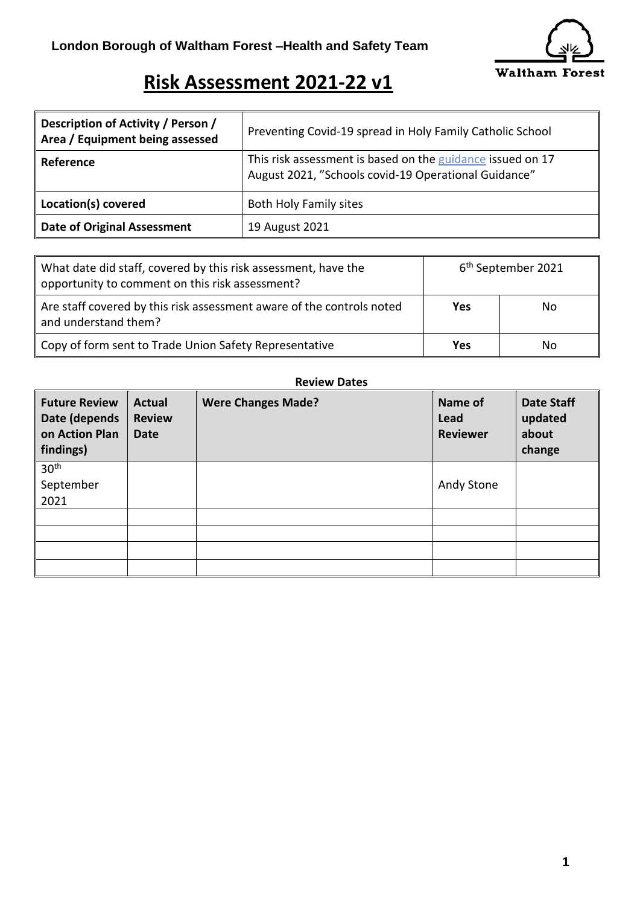**London Borough of Waltham Forest –Health and Safety Team**

Waltham Forest

# Risk Assessment 2021-22 v1

| | |
|---|---|
| **Description of Activity / Person / Area / Equipment being assessed** | Preventing Covid-19 spread in Holy Family Catholic School |
| **Reference** | This risk assessment is based on the guidance issued on 17 August 2021, "Schools covid-19 Operational Guidance" |
| **Location(s) covered** | Both Holy Family sites |
| **Date of Original Assessment** | 19 August 2021 |

| | | |
|---|---|---|
| What date did staff, covered by this risk assessment, have the opportunity to comment on this risk assessment? | 6th September 2021 | |
| Are staff covered by this risk assessment aware of the controls noted and understand them? | **Yes** | No |
| Copy of form sent to Trade Union Safety Representative | **Yes** | No |

**Review Dates**

| Future Review Date (depends on Action Plan findings) | Actual Review Date | Were Changes Made? | Name of Lead Reviewer | Date Staff updated about change |
|---|---|---|---|---|
| 30th September 2021 | | | Andy Stone | |
| | | | | |
| | | | | |
| | | | | |
| | | | | |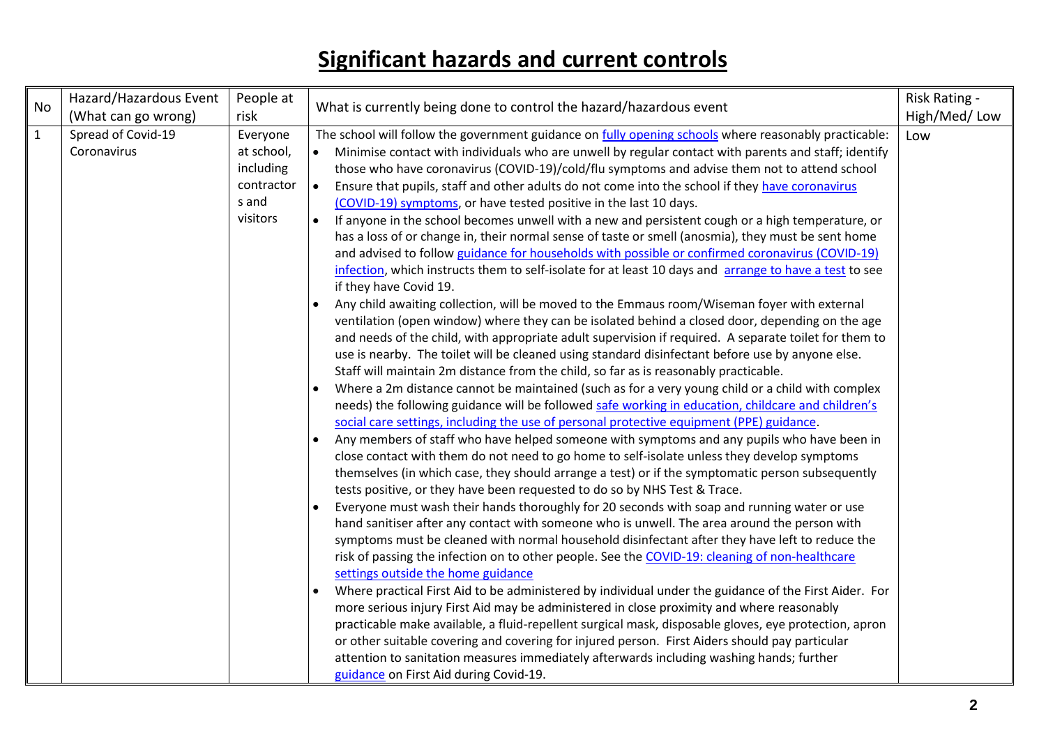# Significant hazards and current controls

| No | Hazard/Hazardous Event (What can go wrong) | People at risk | What is currently being done to control the hazard/hazardous event | Risk Rating - High/Med/ Low |
|---|---|---|---|---|
| 1 | Spread of Covid-19 Coronavirus | Everyone at school, including contractors and visitors | The school will follow the government guidance on fully opening schools where reasonably practicable:<br>• Minimise contact with individuals who are unwell by regular contact with parents and staff; identify those who have coronavirus (COVID-19)/cold/flu symptoms and advise them not to attend school<br>• Ensure that pupils, staff and other adults do not come into the school if they have coronavirus (COVID-19) symptoms, or have tested positive in the last 10 days.<br>• If anyone in the school becomes unwell with a new and persistent cough or a high temperature, or has a loss of or change in, their normal sense of taste or smell (anosmia), they must be sent home and advised to follow guidance for households with possible or confirmed coronavirus (COVID-19) infection, which instructs them to self-isolate for at least 10 days and arrange to have a test to see if they have Covid 19.<br>• Any child awaiting collection, will be moved to the Emmaus room/Wiseman foyer with external ventilation (open window) where they can be isolated behind a closed door, depending on the age and needs of the child, with appropriate adult supervision if required. A separate toilet for them to use is nearby. The toilet will be cleaned using standard disinfectant before use by anyone else. Staff will maintain 2m distance from the child, so far as is reasonably practicable.<br>• Where a 2m distance cannot be maintained (such as for a very young child or a child with complex needs) the following guidance will be followed safe working in education, childcare and children's social care settings, including the use of personal protective equipment (PPE) guidance.<br>• Any members of staff who have helped someone with symptoms and any pupils who have been in close contact with them do not need to go home to self-isolate unless they develop symptoms themselves (in which case, they should arrange a test) or if the symptomatic person subsequently tests positive, or they have been requested to do so by NHS Test & Trace.<br>• Everyone must wash their hands thoroughly for 20 seconds with soap and running water or use hand sanitiser after any contact with someone who is unwell. The area around the person with symptoms must be cleaned with normal household disinfectant after they have left to reduce the risk of passing the infection on to other people. See the COVID-19: cleaning of non-healthcare settings outside the home guidance<br>• Where practical First Aid to be administered by individual under the guidance of the First Aider. For more serious injury First Aid may be administered in close proximity and where reasonably practicable make available, a fluid-repellent surgical mask, disposable gloves, eye protection, apron or other suitable covering and covering for injured person. First Aiders should pay particular attention to sanitation measures immediately afterwards including washing hands; further guidance on First Aid during Covid-19. | Low |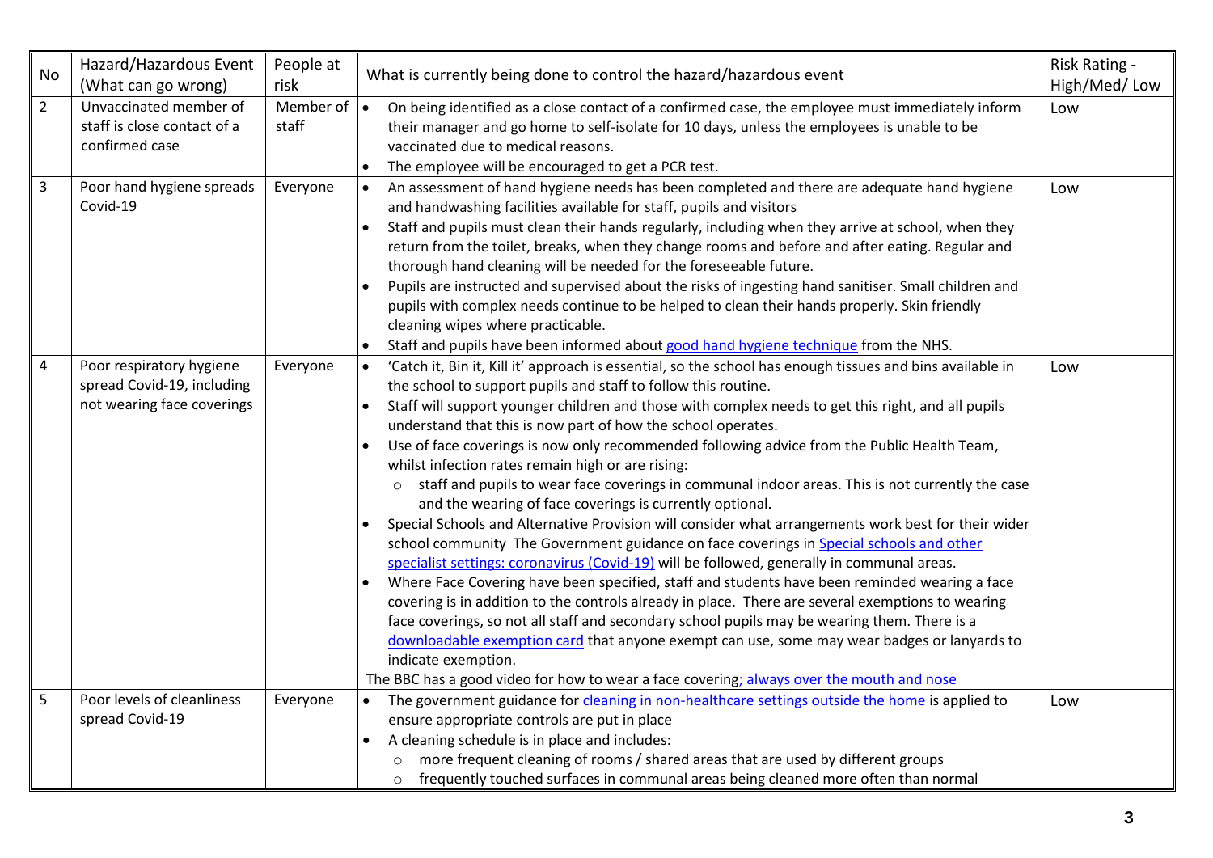| No | Hazard/Hazardous Event (What can go wrong) | People at risk | What is currently being done to control the hazard/hazardous event | Risk Rating - High/Med/ Low |
|---|---|---|---|---|
| 2 | Unvaccinated member of staff is close contact of a confirmed case | Member of staff | • On being identified as a close contact of a confirmed case, the employee must immediately inform their manager and go home to self-isolate for 10 days, unless the employees is unable to be vaccinated due to medical reasons.<br>• The employee will be encouraged to get a PCR test. | Low |
| 3 | Poor hand hygiene spreads Covid-19 | Everyone | • An assessment of hand hygiene needs has been completed and there are adequate hand hygiene and handwashing facilities available for staff, pupils and visitors<br>• Staff and pupils must clean their hands regularly, including when they arrive at school, when they return from the toilet, breaks, when they change rooms and before and after eating. Regular and thorough hand cleaning will be needed for the foreseeable future.<br>• Pupils are instructed and supervised about the risks of ingesting hand sanitiser. Small children and pupils with complex needs continue to be helped to clean their hands properly. Skin friendly cleaning wipes where practicable.<br>• Staff and pupils have been informed about good hand hygiene technique from the NHS. | Low |
| 4 | Poor respiratory hygiene spread Covid-19, including not wearing face coverings | Everyone | • 'Catch it, Bin it, Kill it' approach is essential, so the school has enough tissues and bins available in the school to support pupils and staff to follow this routine.<br>• Staff will support younger children and those with complex needs to get this right, and all pupils understand that this is now part of how the school operates.<br>• Use of face coverings is now only recommended following advice from the Public Health Team, whilst infection rates remain high or are rising:<br>&nbsp;&nbsp;&nbsp;&nbsp;○ staff and pupils to wear face coverings in communal indoor areas. This is not currently the case and the wearing of face coverings is currently optional.<br>• Special Schools and Alternative Provision will consider what arrangements work best for their wider school community The Government guidance on face coverings in Special schools and other specialist settings: coronavirus (Covid-19) will be followed, generally in communal areas.<br>• Where Face Covering have been specified, staff and students have been reminded wearing a face covering is in addition to the controls already in place. There are several exemptions to wearing face coverings, so not all staff and secondary school pupils may be wearing them. There is a downloadable exemption card that anyone exempt can use, some may wear badges or lanyards to indicate exemption.<br>The BBC has a good video for how to wear a face covering; always over the mouth and nose | Low |
| 5 | Poor levels of cleanliness spread Covid-19 | Everyone | • The government guidance for cleaning in non-healthcare settings outside the home is applied to ensure appropriate controls are put in place<br>• A cleaning schedule is in place and includes:<br>&nbsp;&nbsp;&nbsp;&nbsp;○ more frequent cleaning of rooms / shared areas that are used by different groups<br>&nbsp;&nbsp;&nbsp;&nbsp;○ frequently touched surfaces in communal areas being cleaned more often than normal | Low |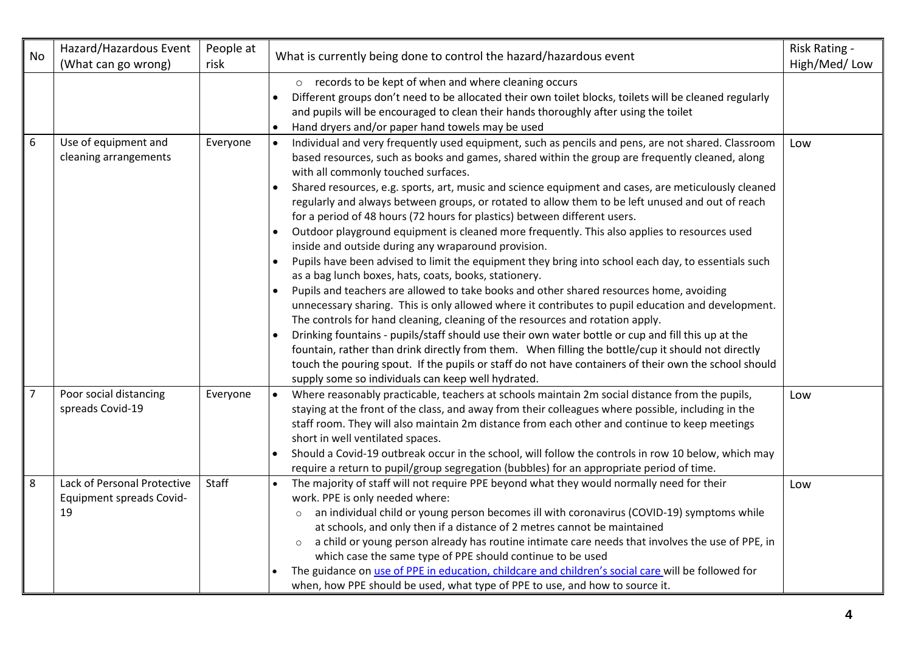| No | Hazard/Hazardous Event (What can go wrong) | People at risk | What is currently being done to control the hazard/hazardous event | Risk Rating - High/Med/ Low |
|---|---|---|---|---|
| | | | ○ records to be kept of when and where cleaning occurs<br>• Different groups don't need to be allocated their own toilet blocks, toilets will be cleaned regularly and pupils will be encouraged to clean their hands thoroughly after using the toilet<br>• Hand dryers and/or paper hand towels may be used | |
| 6 | Use of equipment and cleaning arrangements | Everyone | • Individual and very frequently used equipment, such as pencils and pens, are not shared. Classroom based resources, such as books and games, shared within the group are frequently cleaned, along with all commonly touched surfaces.<br>• Shared resources, e.g. sports, art, music and science equipment and cases, are meticulously cleaned regularly and always between groups, or rotated to allow them to be left unused and out of reach for a period of 48 hours (72 hours for plastics) between different users.<br>• Outdoor playground equipment is cleaned more frequently. This also applies to resources used inside and outside during any wraparound provision.<br>• Pupils have been advised to limit the equipment they bring into school each day, to essentials such as a bag lunch boxes, hats, coats, books, stationery.<br>• Pupils and teachers are allowed to take books and other shared resources home, avoiding unnecessary sharing. This is only allowed where it contributes to pupil education and development. The controls for hand cleaning, cleaning of the resources and rotation apply.<br>• Drinking fountains - pupils/staff should use their own water bottle or cup and fill this up at the fountain, rather than drink directly from them. When filling the bottle/cup it should not directly touch the pouring spout. If the pupils or staff do not have containers of their own the school should supply some so individuals can keep well hydrated. | Low |
| 7 | Poor social distancing spreads Covid-19 | Everyone | • Where reasonably practicable, teachers at schools maintain 2m social distance from the pupils, staying at the front of the class, and away from their colleagues where possible, including in the staff room. They will also maintain 2m distance from each other and continue to keep meetings short in well ventilated spaces.<br>• Should a Covid-19 outbreak occur in the school, will follow the controls in row 10 below, which may require a return to pupil/group segregation (bubbles) for an appropriate period of time. | Low |
| 8 | Lack of Personal Protective Equipment spreads Covid-19 | Staff | • The majority of staff will not require PPE beyond what they would normally need for their work. PPE is only needed where:<br>○ an individual child or young person becomes ill with coronavirus (COVID-19) symptoms while at schools, and only then if a distance of 2 metres cannot be maintained<br>○ a child or young person already has routine intimate care needs that involves the use of PPE, in which case the same type of PPE should continue to be used<br>• The guidance on use of PPE in education, childcare and children's social care will be followed for when, how PPE should be used, what type of PPE to use, and how to source it. | Low |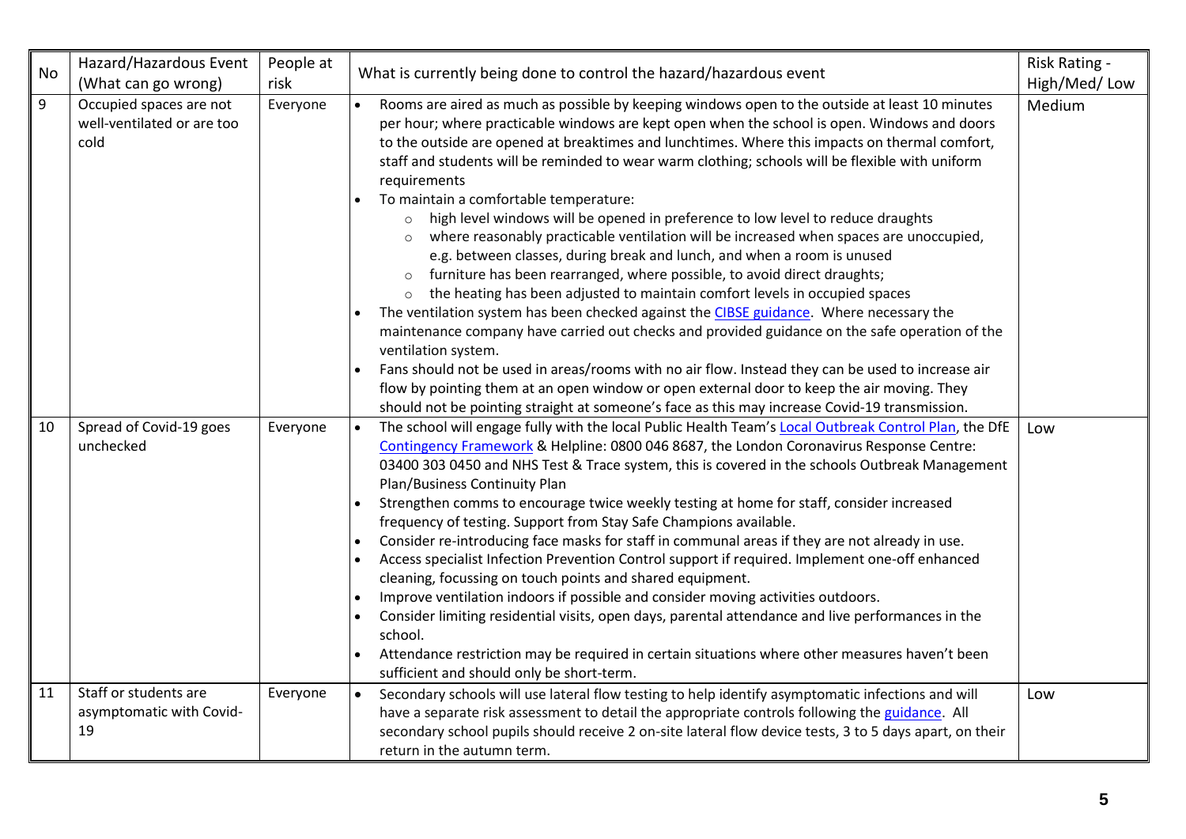| No | Hazard/Hazardous Event (What can go wrong) | People at risk | What is currently being done to control the hazard/hazardous event | Risk Rating - High/Med/ Low |
|---|---|---|---|---|
| 9 | Occupied spaces are not well-ventilated or are too cold | Everyone | • Rooms are aired as much as possible by keeping windows open to the outside at least 10 minutes per hour; where practicable windows are kept open when the school is open. Windows and doors to the outside are opened at breaktimes and lunchtimes. Where this impacts on thermal comfort, staff and students will be reminded to wear warm clothing; schools will be flexible with uniform requirements<br>• To maintain a comfortable temperature:<br>&nbsp;&nbsp;○ high level windows will be opened in preference to low level to reduce draughts<br>&nbsp;&nbsp;○ where reasonably practicable ventilation will be increased when spaces are unoccupied, e.g. between classes, during break and lunch, and when a room is unused<br>&nbsp;&nbsp;○ furniture has been rearranged, where possible, to avoid direct draughts;<br>&nbsp;&nbsp;○ the heating has been adjusted to maintain comfort levels in occupied spaces<br>• The ventilation system has been checked against the CIBSE guidance. Where necessary the maintenance company have carried out checks and provided guidance on the safe operation of the ventilation system.<br>• Fans should not be used in areas/rooms with no air flow. Instead they can be used to increase air flow by pointing them at an open window or open external door to keep the air moving. They should not be pointing straight at someone's face as this may increase Covid-19 transmission. | Medium |
| 10 | Spread of Covid-19 goes unchecked | Everyone | • The school will engage fully with the local Public Health Team's Local Outbreak Control Plan, the DfE Contingency Framework & Helpline: 0800 046 8687, the London Coronavirus Response Centre: 03400 303 0450 and NHS Test & Trace system, this is covered in the schools Outbreak Management Plan/Business Continuity Plan<br>• Strengthen comms to encourage twice weekly testing at home for staff, consider increased frequency of testing. Support from Stay Safe Champions available.<br>• Consider re-introducing face masks for staff in communal areas if they are not already in use.<br>• Access specialist Infection Prevention Control support if required. Implement one-off enhanced cleaning, focussing on touch points and shared equipment.<br>• Improve ventilation indoors if possible and consider moving activities outdoors.<br>• Consider limiting residential visits, open days, parental attendance and live performances in the school.<br>• Attendance restriction may be required in certain situations where other measures haven't been sufficient and should only be short-term. | Low |
| 11 | Staff or students are asymptomatic with Covid-19 | Everyone | • Secondary schools will use lateral flow testing to help identify asymptomatic infections and will have a separate risk assessment to detail the appropriate controls following the guidance. All secondary school pupils should receive 2 on-site lateral flow device tests, 3 to 5 days apart, on their return in the autumn term. | Low |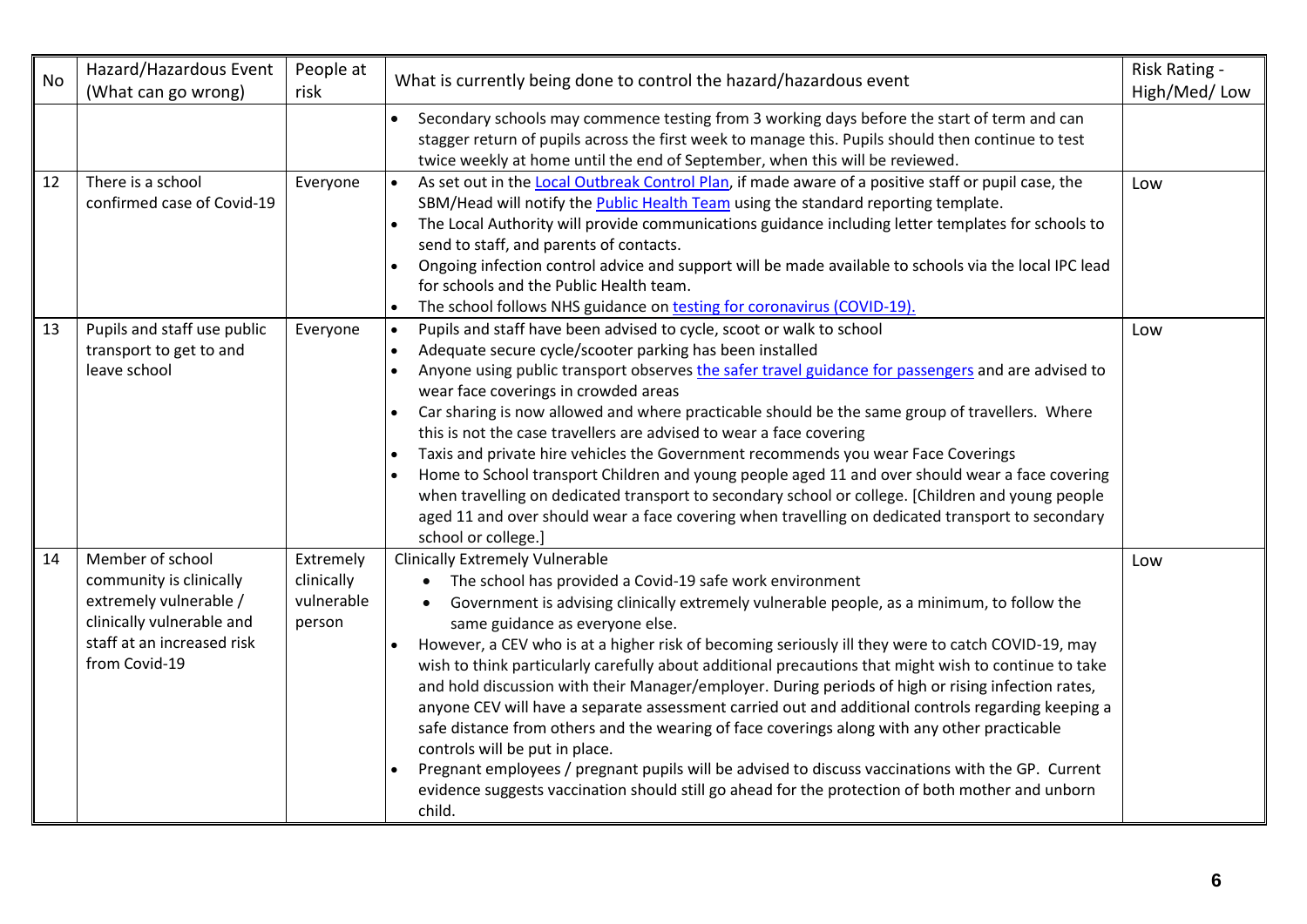| No | Hazard/Hazardous Event (What can go wrong) | People at risk | What is currently being done to control the hazard/hazardous event | Risk Rating - High/Med/ Low |
|---|---|---|---|---|
| | | | • Secondary schools may commence testing from 3 working days before the start of term and can stagger return of pupils across the first week to manage this. Pupils should then continue to test twice weekly at home until the end of September, when this will be reviewed. | |
| 12 | There is a school confirmed case of Covid-19 | Everyone | • As set out in the Local Outbreak Control Plan, if made aware of a positive staff or pupil case, the SBM/Head will notify the Public Health Team using the standard reporting template.<br>• The Local Authority will provide communications guidance including letter templates for schools to send to staff, and parents of contacts.<br>• Ongoing infection control advice and support will be made available to schools via the local IPC lead for schools and the Public Health team.<br>• The school follows NHS guidance on testing for coronavirus (COVID-19). | Low |
| 13 | Pupils and staff use public transport to get to and leave school | Everyone | • Pupils and staff have been advised to cycle, scoot or walk to school<br>• Adequate secure cycle/scooter parking has been installed<br>• Anyone using public transport observes the safer travel guidance for passengers and are advised to wear face coverings in crowded areas<br>• Car sharing is now allowed and where practicable should be the same group of travellers. Where this is not the case travellers are advised to wear a face covering<br>• Taxis and private hire vehicles the Government recommends you wear Face Coverings<br>• Home to School transport Children and young people aged 11 and over should wear a face covering when travelling on dedicated transport to secondary school or college. [Children and young people aged 11 and over should wear a face covering when travelling on dedicated transport to secondary school or college.] | Low |
| 14 | Member of school community is clinically extremely vulnerable / clinically vulnerable and staff at an increased risk from Covid-19 | Extremely clinically vulnerable person | Clinically Extremely Vulnerable<br>• The school has provided a Covid-19 safe work environment<br>• Government is advising clinically extremely vulnerable people, as a minimum, to follow the same guidance as everyone else.<br>• However, a CEV who is at a higher risk of becoming seriously ill they were to catch COVID-19, may wish to think particularly carefully about additional precautions that might wish to continue to take and hold discussion with their Manager/employer. During periods of high or rising infection rates, anyone CEV will have a separate assessment carried out and additional controls regarding keeping a safe distance from others and the wearing of face coverings along with any other practicable controls will be put in place.<br>• Pregnant employees / pregnant pupils will be advised to discuss vaccinations with the GP. Current evidence suggests vaccination should still go ahead for the protection of both mother and unborn child. | Low |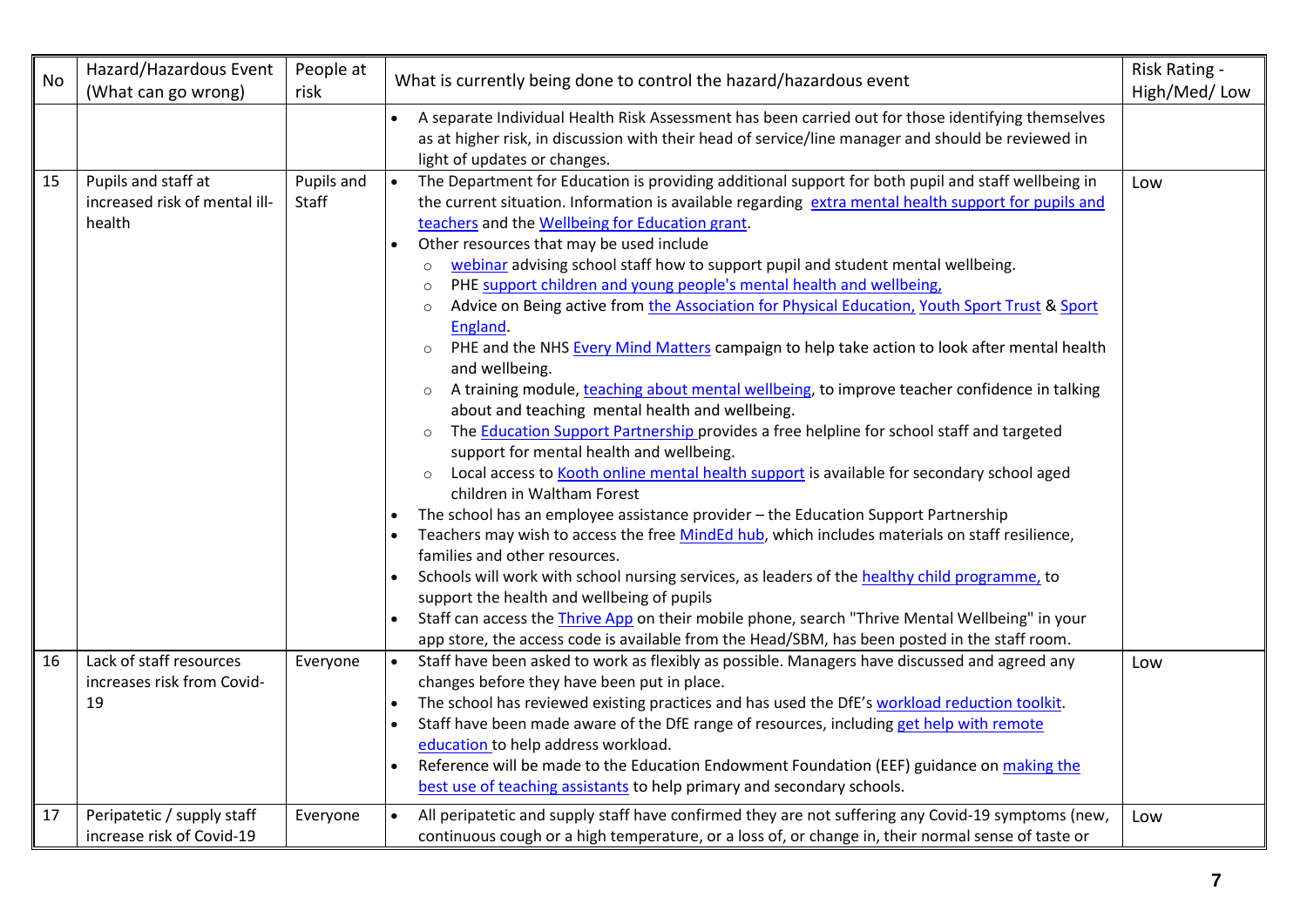| No | Hazard/Hazardous Event (What can go wrong) | People at risk | What is currently being done to control the hazard/hazardous event | Risk Rating - High/Med/ Low |
|---|---|---|---|---|
| | | | • A separate Individual Health Risk Assessment has been carried out for those identifying themselves as at higher risk, in discussion with their head of service/line manager and should be reviewed in light of updates or changes. | |
| 15 | Pupils and staff at increased risk of mental ill-health | Pupils and Staff | • The Department for Education is providing additional support for both pupil and staff wellbeing in the current situation. Information is available regarding extra mental health support for pupils and teachers and the Wellbeing for Education grant.<br>• Other resources that may be used include<br>  ○ webinar advising school staff how to support pupil and student mental wellbeing.<br>  ○ PHE support children and young people's mental health and wellbeing,<br>  ○ Advice on Being active from the Association for Physical Education, Youth Sport Trust & Sport England.<br>  ○ PHE and the NHS Every Mind Matters campaign to help take action to look after mental health and wellbeing.<br>  ○ A training module, teaching about mental wellbeing, to improve teacher confidence in talking about and teaching mental health and wellbeing.<br>  ○ The Education Support Partnership provides a free helpline for school staff and targeted support for mental health and wellbeing.<br>  ○ Local access to Kooth online mental health support is available for secondary school aged children in Waltham Forest<br>• The school has an employee assistance provider – the Education Support Partnership<br>• Teachers may wish to access the free MindEd hub, which includes materials on staff resilience, families and other resources.<br>• Schools will work with school nursing services, as leaders of the healthy child programme, to support the health and wellbeing of pupils<br>• Staff can access the Thrive App on their mobile phone, search "Thrive Mental Wellbeing" in your app store, the access code is available from the Head/SBM, has been posted in the staff room. | Low |
| 16 | Lack of staff resources increases risk from Covid-19 | Everyone | • Staff have been asked to work as flexibly as possible. Managers have discussed and agreed any changes before they have been put in place.<br>• The school has reviewed existing practices and has used the DfE's workload reduction toolkit.<br>• Staff have been made aware of the DfE range of resources, including get help with remote education to help address workload.<br>• Reference will be made to the Education Endowment Foundation (EEF) guidance on making the best use of teaching assistants to help primary and secondary schools. | Low |
| 17 | Peripatetic / supply staff increase risk of Covid-19 | Everyone | • All peripatetic and supply staff have confirmed they are not suffering any Covid-19 symptoms (new, continuous cough or a high temperature, or a loss of, or change in, their normal sense of taste or | Low |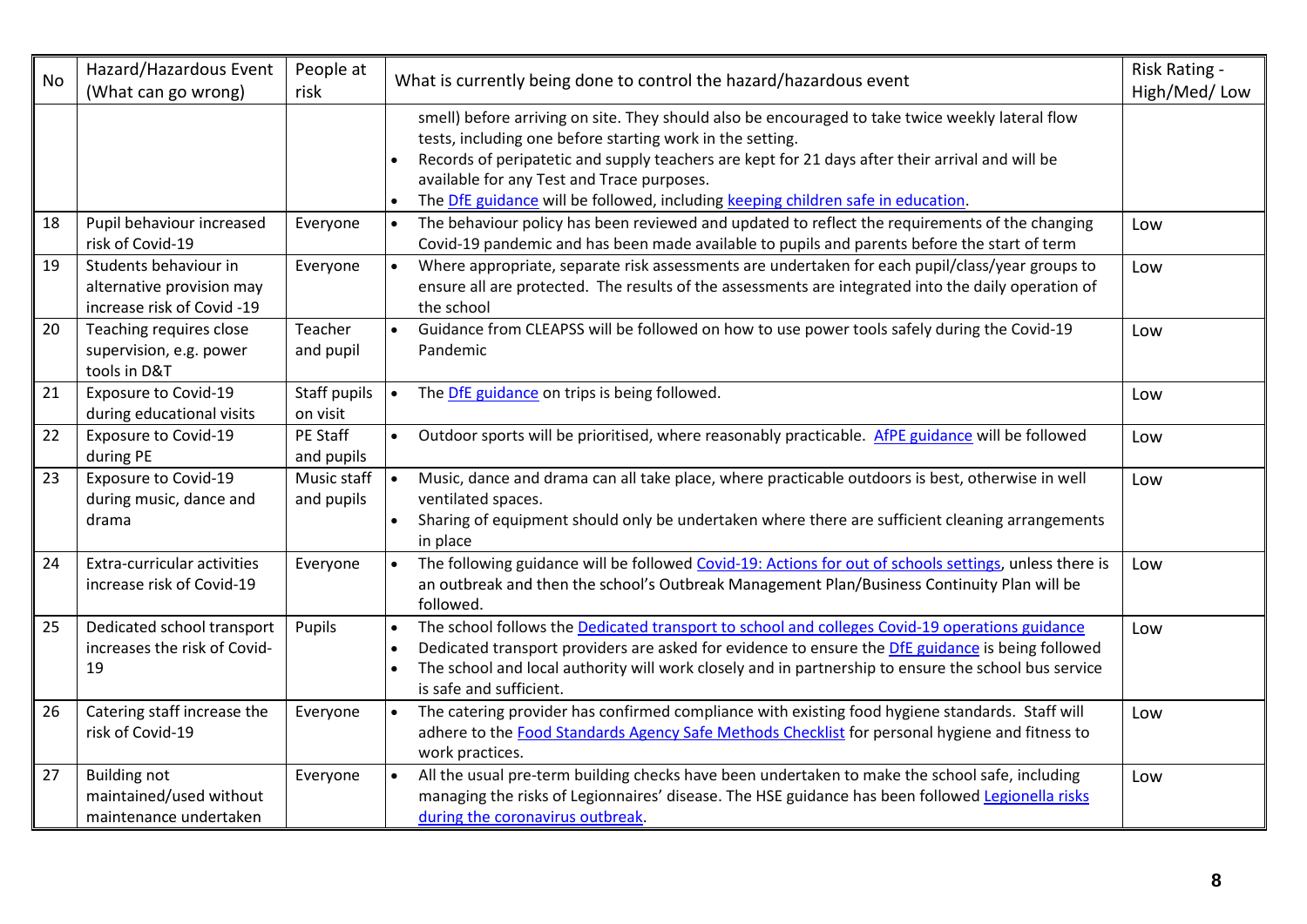| No | Hazard/Hazardous Event (What can go wrong) | People at risk | What is currently being done to control the hazard/hazardous event | Risk Rating - High/Med/ Low |
|---|---|---|---|---|
| | | | smell) before arriving on site. They should also be encouraged to take twice weekly lateral flow tests, including one before starting work in the setting.<br>• Records of peripatetic and supply teachers are kept for 21 days after their arrival and will be available for any Test and Trace purposes.<br>• The DfE guidance will be followed, including keeping children safe in education. | |
| 18 | Pupil behaviour increased risk of Covid-19 | Everyone | • The behaviour policy has been reviewed and updated to reflect the requirements of the changing Covid-19 pandemic and has been made available to pupils and parents before the start of term | Low |
| 19 | Students behaviour in alternative provision may increase risk of Covid -19 | Everyone | • Where appropriate, separate risk assessments are undertaken for each pupil/class/year groups to ensure all are protected. The results of the assessments are integrated into the daily operation of the school | Low |
| 20 | Teaching requires close supervision, e.g. power tools in D&T | Teacher and pupil | • Guidance from CLEAPSS will be followed on how to use power tools safely during the Covid-19 Pandemic | Low |
| 21 | Exposure to Covid-19 during educational visits | Staff pupils on visit | • The DfE guidance on trips is being followed. | Low |
| 22 | Exposure to Covid-19 during PE | PE Staff and pupils | • Outdoor sports will be prioritised, where reasonably practicable. AfPE guidance will be followed | Low |
| 23 | Exposure to Covid-19 during music, dance and drama | Music staff and pupils | • Music, dance and drama can all take place, where practicable outdoors is best, otherwise in well ventilated spaces.<br>• Sharing of equipment should only be undertaken where there are sufficient cleaning arrangements in place | Low |
| 24 | Extra-curricular activities increase risk of Covid-19 | Everyone | • The following guidance will be followed Covid-19: Actions for out of schools settings, unless there is an outbreak and then the school's Outbreak Management Plan/Business Continuity Plan will be followed. | Low |
| 25 | Dedicated school transport increases the risk of Covid-19 | Pupils | • The school follows the Dedicated transport to school and colleges Covid-19 operations guidance<br>• Dedicated transport providers are asked for evidence to ensure the DfE guidance is being followed<br>• The school and local authority will work closely and in partnership to ensure the school bus service is safe and sufficient. | Low |
| 26 | Catering staff increase the risk of Covid-19 | Everyone | • The catering provider has confirmed compliance with existing food hygiene standards. Staff will adhere to the Food Standards Agency Safe Methods Checklist for personal hygiene and fitness to work practices. | Low |
| 27 | Building not maintained/used without maintenance undertaken | Everyone | • All the usual pre-term building checks have been undertaken to make the school safe, including managing the risks of Legionnaires' disease. The HSE guidance has been followed Legionella risks during the coronavirus outbreak. | Low |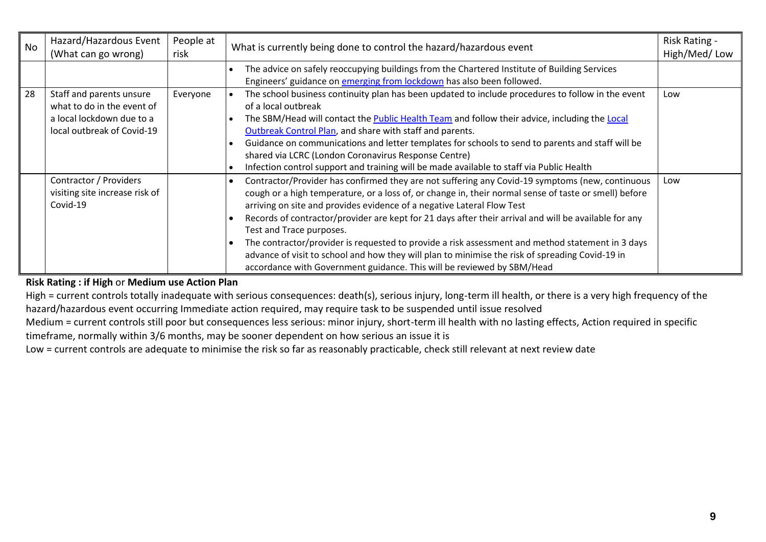| No | Hazard/Hazardous Event (What can go wrong) | People at risk | What is currently being done to control the hazard/hazardous event | Risk Rating - High/Med/ Low |
|---|---|---|---|---|
| | | | • The advice on safely reoccupying buildings from the Chartered Institute of Building Services Engineers' guidance on emerging from lockdown has also been followed. | |
| 28 | Staff and parents unsure what to do in the event of a local lockdown due to a local outbreak of Covid-19 | Everyone | • The school business continuity plan has been updated to include procedures to follow in the event of a local outbreak<br>• The SBM/Head will contact the Public Health Team and follow their advice, including the Local Outbreak Control Plan, and share with staff and parents.<br>• Guidance on communications and letter templates for schools to send to parents and staff will be shared via LCRC (London Coronavirus Response Centre)<br>• Infection control support and training will be made available to staff via Public Health | Low |
| | Contractor / Providers visiting site increase risk of Covid-19 | | • Contractor/Provider has confirmed they are not suffering any Covid-19 symptoms (new, continuous cough or a high temperature, or a loss of, or change in, their normal sense of taste or smell) before arriving on site and provides evidence of a negative Lateral Flow Test<br>• Records of contractor/provider are kept for 21 days after their arrival and will be available for any Test and Trace purposes.<br>• The contractor/provider is requested to provide a risk assessment and method statement in 3 days advance of visit to school and how they will plan to minimise the risk of spreading Covid-19 in accordance with Government guidance. This will be reviewed by SBM/Head | Low |

**Risk Rating : if High** or **Medium use Action Plan**

High = current controls totally inadequate with serious consequences: death(s), serious injury, long-term ill health, or there is a very high frequency of the hazard/hazardous event occurring Immediate action required, may require task to be suspended until issue resolved

Medium = current controls still poor but consequences less serious: minor injury, short-term ill health with no lasting effects, Action required in specific timeframe, normally within 3/6 months, may be sooner dependent on how serious an issue it is

Low = current controls are adequate to minimise the risk so far as reasonably practicable, check still relevant at next review date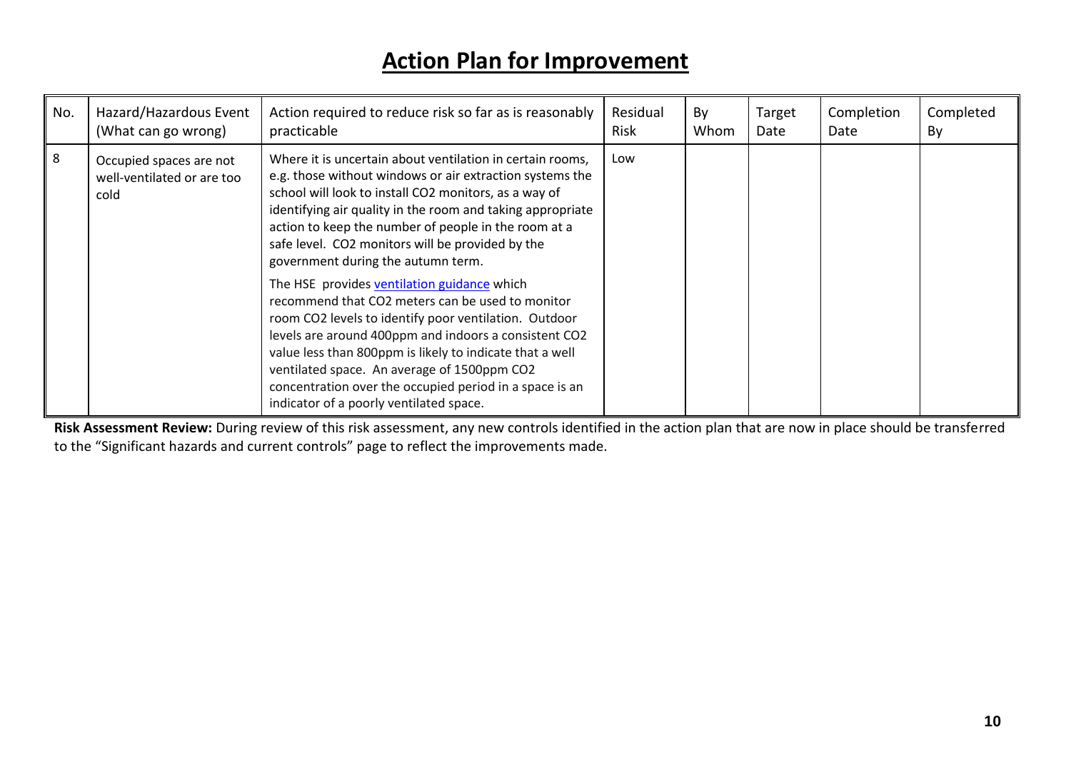# Action Plan for Improvement

| No. | Hazard/Hazardous Event (What can go wrong) | Action required to reduce risk so far as is reasonably practicable | Residual Risk | By Whom | Target Date | Completion Date | Completed By |
|---|---|---|---|---|---|---|---|
| 8 | Occupied spaces are not well-ventilated or are too cold | Where it is uncertain about ventilation in certain rooms, e.g. those without windows or air extraction systems the school will look to install $CO_2$ monitors, as a way of identifying air quality in the room and taking appropriate action to keep the number of people in the room at a safe level. $CO_2$ monitors will be provided by the government during the autumn term.<br><br>The HSE provides ventilation guidance which recommend that $CO_2$ meters can be used to monitor room $CO_2$ levels to identify poor ventilation. Outdoor levels are around 400ppm and indoors a consistent $CO_2$ value less than 800ppm is likely to indicate that a well ventilated space. An average of 1500ppm $CO_2$ concentration over the occupied period in a space is an indicator of a poorly ventilated space. | Low | | | | |

**Risk Assessment Review:** During review of this risk assessment, any new controls identified in the action plan that are now in place should be transferred to the "Significant hazards and current controls" page to reflect the improvements made.